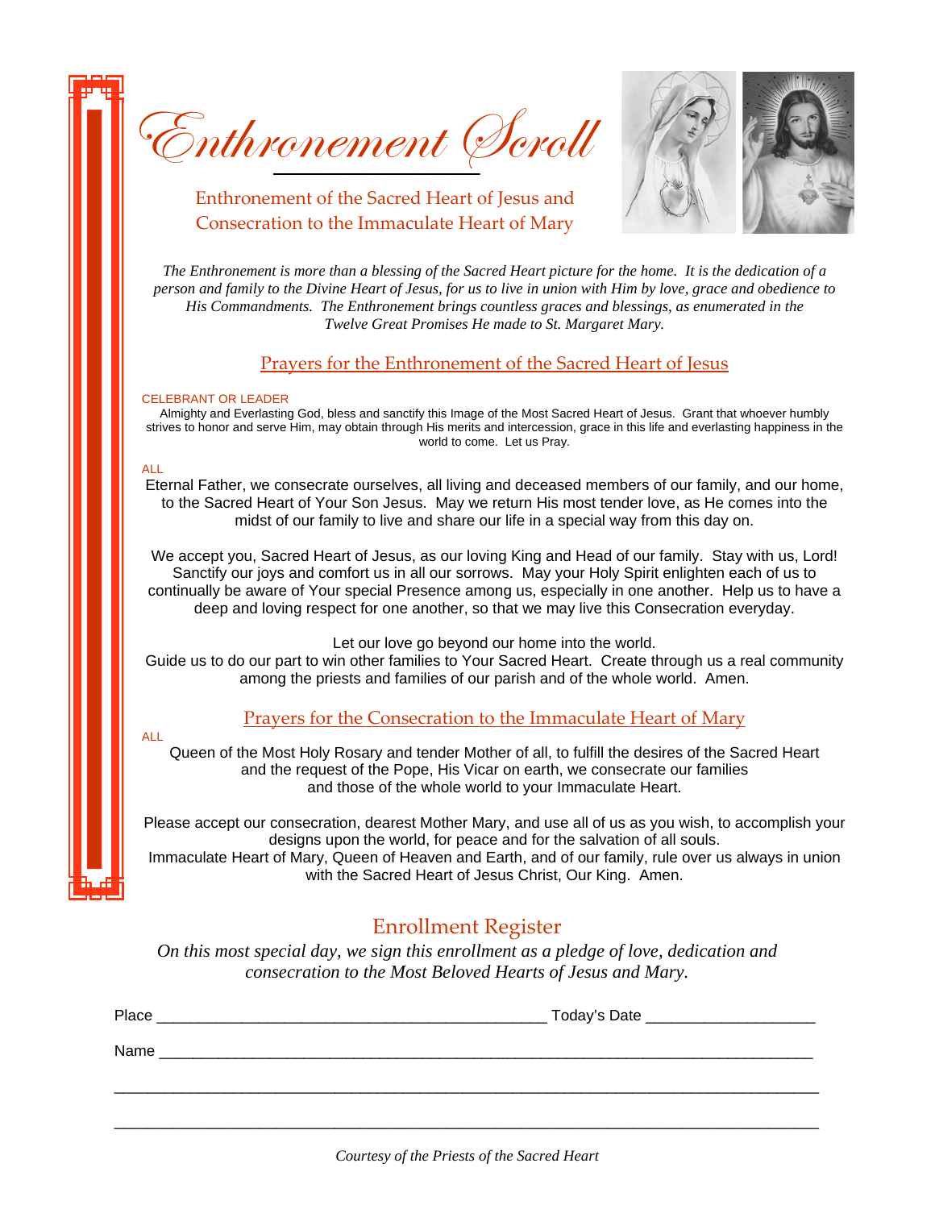# Enthronement Scroll

## Enthronement of the Sacred Heart of Jesus and Consecration to the Immaculate Heart of Mary

*The Enthronement is more than a blessing of the Sacred Heart picture for the home. It is the dedication of a person and family to the Divine Heart of Jesus, for us to live in union with Him by love, grace and obedience to His Commandments. The Enthronement brings countless graces and blessings, as enumerated in the Twelve Great Promises He made to St. Margaret Mary.*

### Prayers for the Enthronement of the Sacred Heart of Jesus

CELEBRANT OR LEADER

Almighty and Everlasting God, bless and sanctify this Image of the Most Sacred Heart of Jesus. Grant that whoever humbly strives to honor and serve Him, may obtain through His merits and intercession, grace in this life and everlasting happiness in the world to come. Let us Pray.

ALL

Eternal Father, we consecrate ourselves, all living and deceased members of our family, and our home, to the Sacred Heart of Your Son Jesus. May we return His most tender love, as He comes into the midst of our family to live and share our life in a special way from this day on.

We accept you, Sacred Heart of Jesus, as our loving King and Head of our family. Stay with us, Lord! Sanctify our joys and comfort us in all our sorrows. May your Holy Spirit enlighten each of us to continually be aware of Your special Presence among us, especially in one another. Help us to have a deep and loving respect for one another, so that we may live this Consecration everyday.

Let our love go beyond our home into the world.
Guide us to do our part to win other families to Your Sacred Heart. Create through us a real community among the priests and families of our parish and of the whole world. Amen.

### Prayers for the Consecration to the Immaculate Heart of Mary

ALL

Queen of the Most Holy Rosary and tender Mother of all, to fulfill the desires of the Sacred Heart and the request of the Pope, His Vicar on earth, we consecrate our families and those of the whole world to your Immaculate Heart.

Please accept our consecration, dearest Mother Mary, and use all of us as you wish, to accomplish your designs upon the world, for peace and for the salvation of all souls.
Immaculate Heart of Mary, Queen of Heaven and Earth, and of our family, rule over us always in union with the Sacred Heart of Jesus Christ, Our King. Amen.

## Enrollment Register

*On this most special day, we sign this enrollment as a pledge of love, dedication and consecration to the Most Beloved Hearts of Jesus and Mary.*

Place ______________________________________________ Today's Date ___________________

Name ___________________________________________________________________________

_________________________________________________________________________________

_________________________________________________________________________________

*Courtesy of the Priests of the Sacred Heart*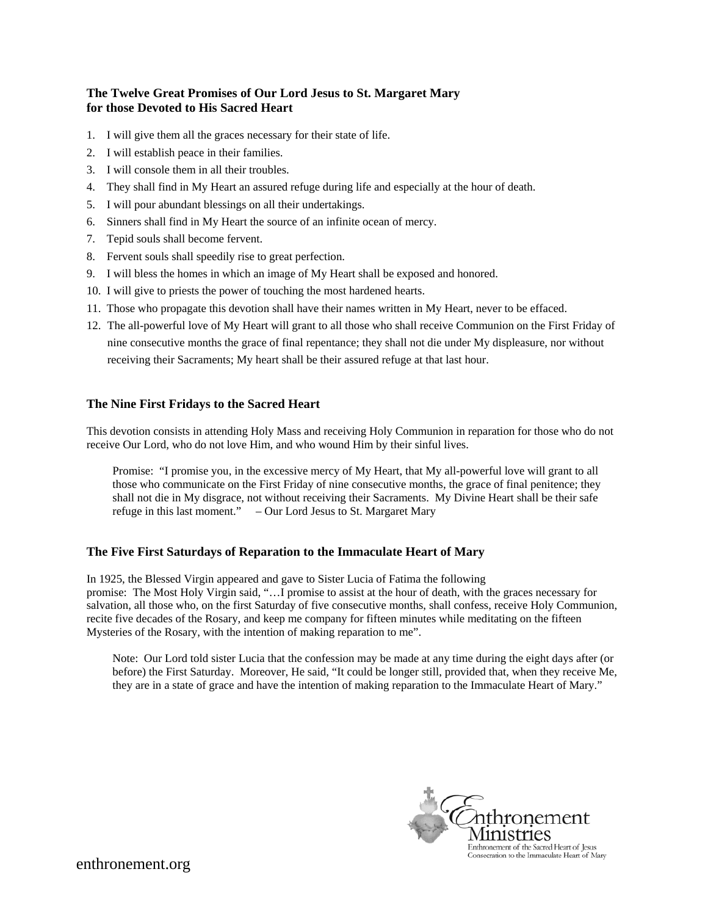### The Twelve Great Promises of Our Lord Jesus to St. Margaret Mary for those Devoted to His Sacred Heart

1. I will give them all the graces necessary for their state of life.
2. I will establish peace in their families.
3. I will console them in all their troubles.
4. They shall find in My Heart an assured refuge during life and especially at the hour of death.
5. I will pour abundant blessings on all their undertakings.
6. Sinners shall find in My Heart the source of an infinite ocean of mercy.
7. Tepid souls shall become fervent.
8. Fervent souls shall speedily rise to great perfection.
9. I will bless the homes in which an image of My Heart shall be exposed and honored.
10. I will give to priests the power of touching the most hardened hearts.
11. Those who propagate this devotion shall have their names written in My Heart, never to be effaced.
12. The all-powerful love of My Heart will grant to all those who shall receive Communion on the First Friday of nine consecutive months the grace of final repentance; they shall not die under My displeasure, nor without receiving their Sacraments; My heart shall be their assured refuge at that last hour.

### The Nine First Fridays to the Sacred Heart

This devotion consists in attending Holy Mass and receiving Holy Communion in reparation for those who do not receive Our Lord, who do not love Him, and who wound Him by their sinful lives.

> Promise: "I promise you, in the excessive mercy of My Heart, that My all-powerful love will grant to all those who communicate on the First Friday of nine consecutive months, the grace of final penitence; they shall not die in My disgrace, not without receiving their Sacraments. My Divine Heart shall be their safe refuge in this last moment." – Our Lord Jesus to St. Margaret Mary

### The Five First Saturdays of Reparation to the Immaculate Heart of Mary

In 1925, the Blessed Virgin appeared and gave to Sister Lucia of Fatima the following promise: The Most Holy Virgin said, "…I promise to assist at the hour of death, with the graces necessary for salvation, all those who, on the first Saturday of five consecutive months, shall confess, receive Holy Communion, recite five decades of the Rosary, and keep me company for fifteen minutes while meditating on the fifteen Mysteries of the Rosary, with the intention of making reparation to me".

> Note: Our Lord told sister Lucia that the confession may be made at any time during the eight days after (or before) the First Saturday. Moreover, He said, "It could be longer still, provided that, when they receive Me, they are in a state of grace and have the intention of making reparation to the Immaculate Heart of Mary."

Enthronement Ministries
Enthronement of the Sacred Heart of Jesus
Consecration to the Immaculate Heart of Mary

enthronement.org